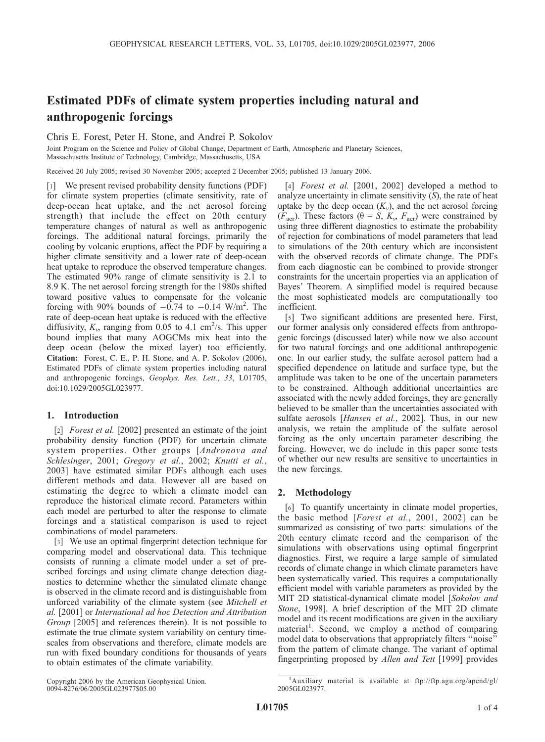# Estimated PDFs of climate system properties including natural and anthropogenic forcings

Chris E. Forest, Peter H. Stone, and Andrei P. Sokolov

Joint Program on the Science and Policy of Global Change, Department of Earth, Atmospheric and Planetary Sciences, Massachusetts Institute of Technology, Cambridge, Massachusetts, USA

Received 20 July 2005; revised 30 November 2005; accepted 2 December 2005; published 13 January 2006.

[1] We present revised probability density functions (PDF) for climate system properties (climate sensitivity, rate of deep-ocean heat uptake, and the net aerosol forcing strength) that include the effect on 20th century temperature changes of natural as well as anthropogenic forcings. The additional natural forcings, primarily the cooling by volcanic eruptions, affect the PDF by requiring a higher climate sensitivity and a lower rate of deep-ocean heat uptake to reproduce the observed temperature changes. The estimated 90% range of climate sensitivity is 2.1 to 8.9 K. The net aerosol forcing strength for the 1980s shifted toward positive values to compensate for the volcanic forcing with 90% bounds of −0.74 to −0.14 W/m$^2$. The rate of deep-ocean heat uptake is reduced with the effective diffusivity, $K_v$, ranging from 0.05 to 4.1 cm$^2$/s. This upper bound implies that many AOGCMs mix heat into the deep ocean (below the mixed layer) too efficiently. **Citation:** Forest, C. E., P. H. Stone, and A. P. Sokolov (2006), Estimated PDFs of climate system properties including natural and anthropogenic forcings, *Geophys. Res. Lett.*, *33*, L01705, doi:10.1029/2005GL023977.

## 1. Introduction

[2] *Forest et al.* [2002] presented an estimate of the joint probability density function (PDF) for uncertain climate system properties. Other groups [*Andronova and Schlesinger*, 2001; *Gregory et al.*, 2002; *Knutti et al.*, 2003] have estimated similar PDFs although each uses different methods and data. However all are based on estimating the degree to which a climate model can reproduce the historical climate record. Parameters within each model are perturbed to alter the response to climate forcings and a statistical comparison is used to reject combinations of model parameters.

[3] We use an optimal fingerprint detection technique for comparing model and observational data. This technique consists of running a climate model under a set of prescribed forcings and using climate change detection diagnostics to determine whether the simulated climate change is observed in the climate record and is distinguishable from unforced variability of the climate system (see *Mitchell et al.* [2001] or *International ad hoc Detection and Attribution Group* [2005] and references therein). It is not possible to estimate the true climate system variability on century time-scales from observations and therefore, climate models are run with fixed boundary conditions for thousands of years to obtain estimates of the climate variability.

[4] *Forest et al.* [2001, 2002] developed a method to analyze uncertainty in climate sensitivity ($S$), the rate of heat uptake by the deep ocean ($K_v$), and the net aerosol forcing ($F_{aer}$). These factors ($\theta = S, K_v, F_{aer}$) were constrained by using three different diagnostics to estimate the probability of rejection for combinations of model parameters that lead to simulations of the 20th century which are inconsistent with the observed records of climate change. The PDFs from each diagnostic can be combined to provide stronger constraints for the uncertain properties via an application of Bayes' Theorem. A simplified model is required because the most sophisticated models are computationally too inefficient.

[5] Two significant additions are presented here. First, our former analysis only considered effects from anthropogenic forcings (discussed later) while now we also account for two natural forcings and one additional anthropogenic one. In our earlier study, the sulfate aerosol pattern had a specified dependence on latitude and surface type, but the amplitude was taken to be one of the uncertain parameters to be constrained. Although additional uncertainties are associated with the newly added forcings, they are generally believed to be smaller than the uncertainties associated with sulfate aerosols [*Hansen et al.*, 2002]. Thus, in our new analysis, we retain the amplitude of the sulfate aerosol forcing as the only uncertain parameter describing the forcing. However, we do include in this paper some tests of whether our new results are sensitive to uncertainties in the new forcings.

## 2. Methodology

[6] To quantify uncertainty in climate model properties, the basic method [*Forest et al.*, 2001, 2002] can be summarized as consisting of two parts: simulations of the 20th century climate record and the comparison of the simulations with observations using optimal fingerprint diagnostics. First, we require a large sample of simulated records of climate change in which climate parameters have been systematically varied. This requires a computationally efficient model with variable parameters as provided by the MIT 2D statistical-dynamical climate model [*Sokolov and Stone*, 1998]. A brief description of the MIT 2D climate model and its recent modifications are given in the auxiliary material[1]. Second, we employ a method of comparing model data to observations that appropriately filters "noise" from the pattern of climate change. The variant of optimal fingerprinting proposed by *Allen and Tett* [1999] provides

[1] Auxiliary material is available at ftp://ftp.agu.org/apend/gl/2005GL023977.

Copyright 2006 by the American Geophysical Union.
0094-8276/06/2005GL023977$05.00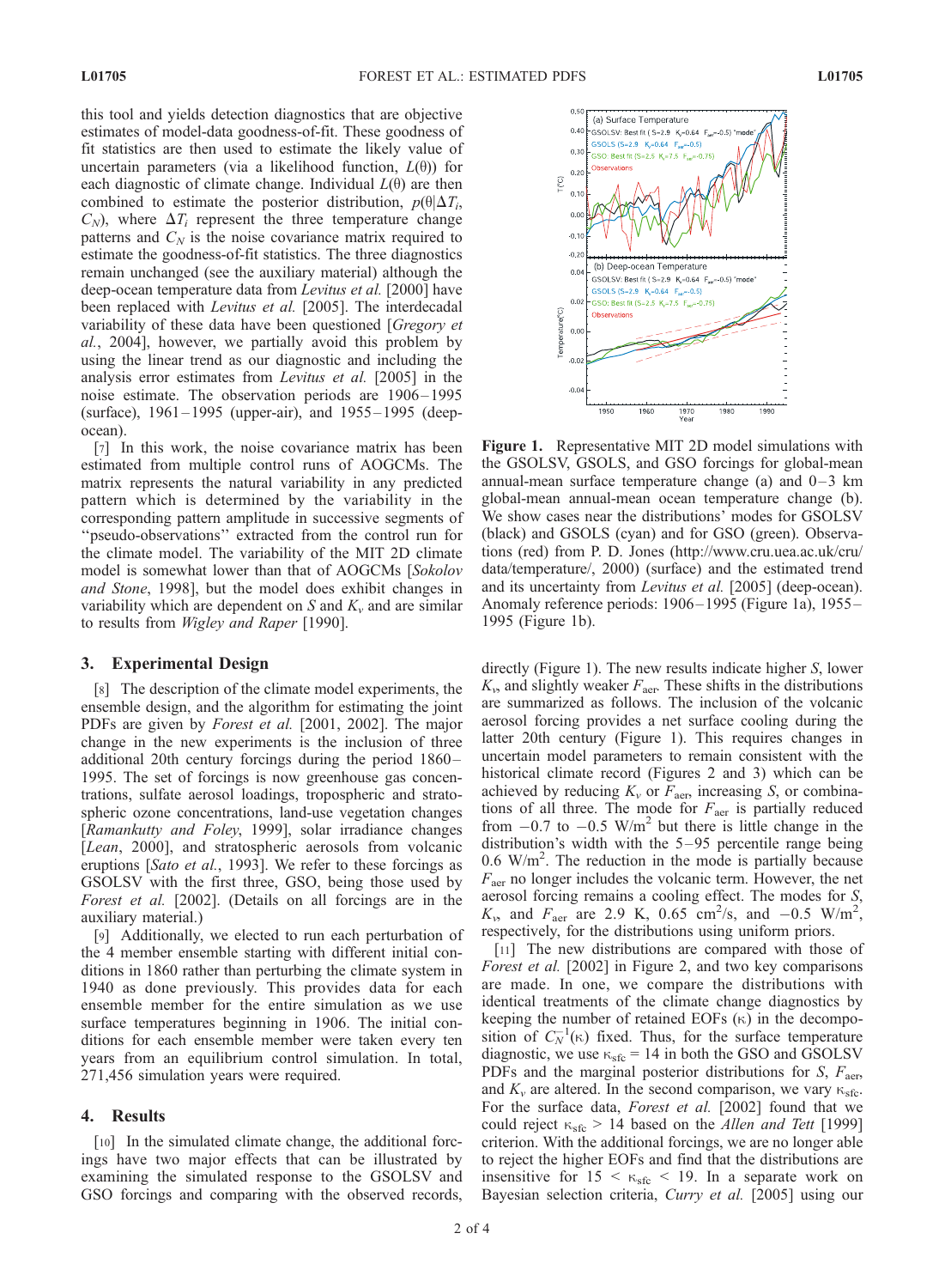this tool and yields detection diagnostics that are objective estimates of model-data goodness-of-fit. These goodness of fit statistics are then used to estimate the likely value of uncertain parameters (via a likelihood function, $L(\theta)$) for each diagnostic of climate change. Individual $L(\theta)$ are then combined to estimate the posterior distribution, $p(\theta|\Delta T_i, C_N)$, where $\Delta T_i$ represent the three temperature change patterns and $C_N$ is the noise covariance matrix required to estimate the goodness-of-fit statistics. The three diagnostics remain unchanged (see the auxiliary material) although the deep-ocean temperature data from *Levitus et al.* [2000] have been replaced with *Levitus et al.* [2005]. The interdecadal variability of these data have been questioned [*Gregory et al.*, 2004], however, we partially avoid this problem by using the linear trend as our diagnostic and including the analysis error estimates from *Levitus et al.* [2005] in the noise estimate. The observation periods are 1906–1995 (surface), 1961–1995 (upper-air), and 1955–1995 (deep-ocean).

[7] In this work, the noise covariance matrix has been estimated from multiple control runs of AOGCMs. The matrix represents the natural variability in any predicted pattern which is determined by the variability in the corresponding pattern amplitude in successive segments of "pseudo-observations" extracted from the control run for the climate model. The variability of the MIT 2D climate model is somewhat lower than that of AOGCMs [*Sokolov and Stone*, 1998], but the model does exhibit changes in variability which are dependent on $S$ and $K_v$ and are similar to results from *Wigley and Raper* [1990].

## 3. Experimental Design

[8] The description of the climate model experiments, the ensemble design, and the algorithm for estimating the joint PDFs are given by *Forest et al.* [2001, 2002]. The major change in the new experiments is the inclusion of three additional 20th century forcings during the period 1860–1995. The set of forcings is now greenhouse gas concentrations, sulfate aerosol loadings, tropospheric and stratospheric ozone concentrations, land-use vegetation changes [*Ramankutty and Foley*, 1999], solar irradiance changes [*Lean*, 2000], and stratospheric aerosols from volcanic eruptions [*Sato et al.*, 1993]. We refer to these forcings as GSOLSV with the first three, GSO, being those used by *Forest et al.* [2002]. (Details on all forcings are in the auxiliary material.)

[9] Additionally, we elected to run each perturbation of the 4 member ensemble starting with different initial conditions in 1860 rather than perturbing the climate system in 1940 as done previously. This provides data for each ensemble member for the entire simulation as we use surface temperatures beginning in 1906. The initial conditions for each ensemble member were taken every ten years from an equilibrium control simulation. In total, 271,456 simulation years were required.

## 4. Results

[10] In the simulated climate change, the additional forcings have two major effects that can be illustrated by examining the simulated response to the GSOLSV and GSO forcings and comparing with the observed records, directly (Figure 1). The new results indicate higher $S$, lower $K_v$, and slightly weaker $F_{aer}$. These shifts in the distributions are summarized as follows. The inclusion of the volcanic aerosol forcing provides a net surface cooling during the latter 20th century (Figure 1). This requires changes in uncertain model parameters to remain consistent with the historical climate record (Figures 2 and 3) which can be achieved by reducing $K_v$ or $F_{aer}$, increasing $S$, or combinations of all three. The mode for $F_{aer}$ is partially reduced from $-0.7$ to $-0.5$ W/m$^2$ but there is little change in the distribution's width with the 5–95 percentile range being 0.6 W/m$^2$. The reduction in the mode is partially because $F_{aer}$ no longer includes the volcanic term. However, the net aerosol forcing remains a cooling effect. The modes for $S$, $K_v$, and $F_{aer}$ are 2.9 K, 0.65 cm$^2$/s, and $-0.5$ W/m$^2$, respectively, for the distributions using uniform priors.

[11] The new distributions are compared with those of *Forest et al.* [2002] in Figure 2, and two key comparisons are made. In one, we compare the distributions with identical treatments of the climate change diagnostics by keeping the number of retained EOFs ($\kappa$) in the decomposition of $C_N^{-1}(\kappa)$ fixed. Thus, for the surface temperature diagnostic, we use $\kappa_{sfc} = 14$ in both the GSO and GSOLSV PDFs and the marginal posterior distributions for $S$, $F_{aer}$, and $K_v$ are altered. In the second comparison, we vary $\kappa_{sfc}$. For the surface data, *Forest et al.* [2002] found that we could reject $\kappa_{sfc} > 14$ based on the *Allen and Tett* [1999] criterion. With the additional forcings, we are no longer able to reject the higher EOFs and find that the distributions are insensitive for $15 < \kappa_{sfc} < 19$. In a separate work on Bayesian selection criteria, *Curry et al.* [2005] using our

**Figure 1.** Representative MIT 2D model simulations with the GSOLSV, GSOLS, and GSO forcings for global-mean annual-mean surface temperature change (a) and 0–3 km global-mean annual-mean ocean temperature change (b). We show cases near the distributions' modes for GSOLSV (black) and GSOLS (cyan) and for GSO (green). Observations (red) from P. D. Jones (http://www.cru.uea.ac.uk/cru/data/temperature/, 2000) (surface) and the estimated trend and its uncertainty from *Levitus et al.* [2005] (deep-ocean). Anomaly reference periods: 1906–1995 (Figure 1a), 1955–1995 (Figure 1b).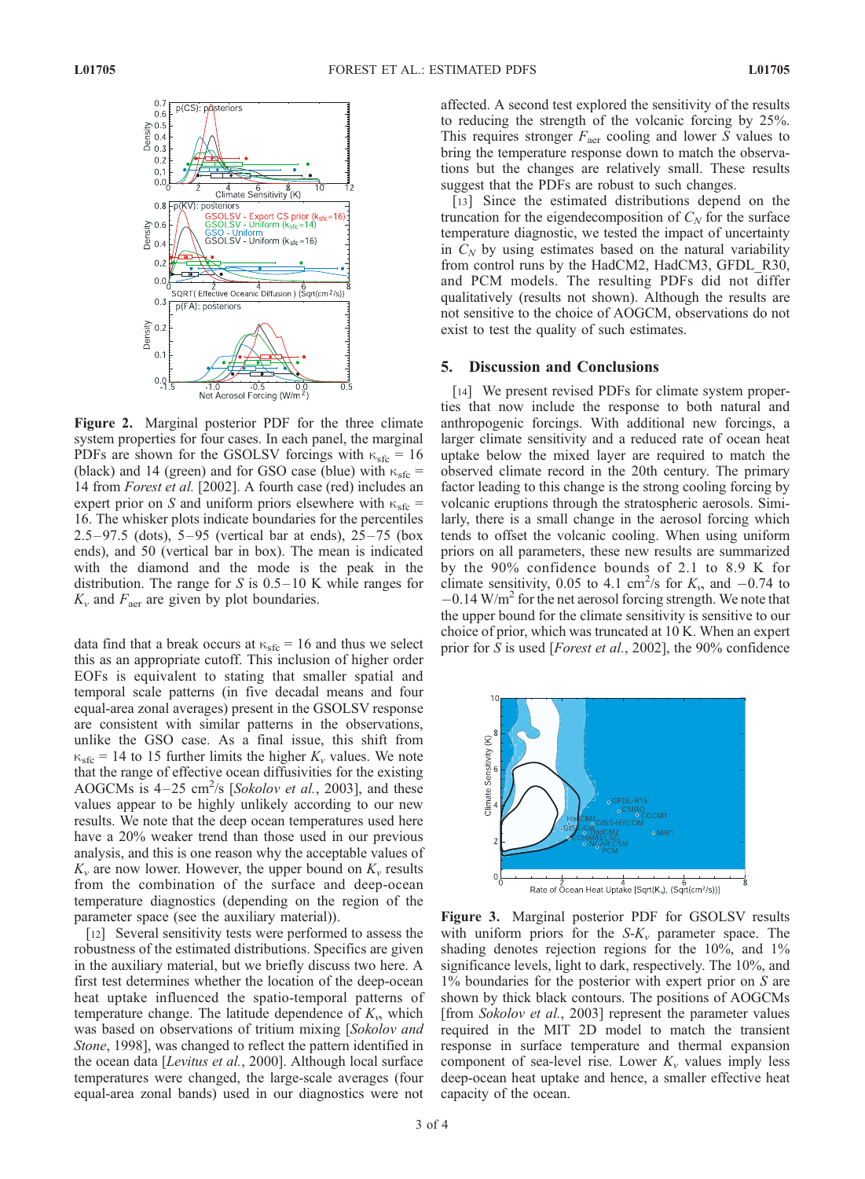**Figure 2.** Marginal posterior PDF for the three climate system properties for four cases. In each panel, the marginal PDFs are shown for the GSOLSV forcings with $\kappa_{sfc}$ = 16 (black) and 14 (green) and for GSO case (blue) with $\kappa_{sfc}$ = 14 from *Forest et al.* [2002]. A fourth case (red) includes an expert prior on $S$ and uniform priors elsewhere with $\kappa_{sfc}$ = 16. The whisker plots indicate boundaries for the percentiles 2.5–97.5 (dots), 5–95 (vertical bar at ends), 25–75 (box ends), and 50 (vertical bar in box). The mean is indicated with the diamond and the mode is the peak in the distribution. The range for $S$ is 0.5–10 K while ranges for $K_v$ and $F_{aer}$ are given by plot boundaries.

data find that a break occurs at $\kappa_{sfc}$ = 16 and thus we select this as an appropriate cutoff. This inclusion of higher order EOFs is equivalent to stating that smaller spatial and temporal scale patterns (in five decadal means and four equal-area zonal averages) present in the GSOLSV response are consistent with similar patterns in the observations, unlike the GSO case. As a final issue, this shift from $\kappa_{sfc}$ = 14 to 15 further limits the higher $K_v$ values. We note that the range of effective ocean diffusivities for the existing AOGCMs is 4–25 cm$^2$/s [*Sokolov et al.*, 2003], and these values appear to be highly unlikely according to our new results. We note that the deep ocean temperatures used here have a 20% weaker trend than those used in our previous analysis, and this is one reason why the acceptable values of $K_v$ are now lower. However, the upper bound on $K_v$ results from the combination of the surface and deep-ocean temperature diagnostics (depending on the region of the parameter space (see the auxiliary material)).

[12] Several sensitivity tests were performed to assess the robustness of the estimated distributions. Specifics are given in the auxiliary material, but we briefly discuss two here. A first test determines whether the location of the deep-ocean heat uptake influenced the spatio-temporal patterns of temperature change. The latitude dependence of $K_v$, which was based on observations of tritium mixing [*Sokolov and Stone*, 1998], was changed to reflect the pattern identified in the ocean data [*Levitus et al.*, 2000]. Although local surface temperatures were changed, the large-scale averages (four equal-area zonal bands) used in our diagnostics were not affected. A second test explored the sensitivity of the results to reducing the strength of the volcanic forcing by 25%. This requires stronger $F_{aer}$ cooling and lower $S$ values to bring the temperature response down to match the observations but the changes are relatively small. These results suggest that the PDFs are robust to such changes.

[13] Since the estimated distributions depend on the truncation for the eigendecomposition of $C_N$ for the surface temperature diagnostic, we tested the impact of uncertainty in $C_N$ by using estimates based on the natural variability from control runs by the HadCM2, HadCM3, GFDL_R30, and PCM models. The resulting PDFs did not differ qualitatively (results not shown). Although the results are not sensitive to the choice of AOGCM, observations do not exist to test the quality of such estimates.

## 5. Discussion and Conclusions

[14] We present revised PDFs for climate system properties that now include the response to both natural and anthropogenic forcings. With additional new forcings, a larger climate sensitivity and a reduced rate of ocean heat uptake below the mixed layer are required to match the observed climate record in the 20th century. The primary factor leading to this change is the strong cooling forcing by volcanic eruptions through the stratospheric aerosols. Similarly, there is a small change in the aerosol forcing which tends to offset the volcanic cooling. When using uniform priors on all parameters, these new results are summarized by the 90% confidence bounds of 2.1 to 8.9 K for climate sensitivity, 0.05 to 4.1 cm$^2$/s for $K_v$, and $-0.74$ to $-0.14$ W/m$^2$ for the net aerosol forcing strength. We note that the upper bound for the climate sensitivity is sensitive to our choice of prior, which was truncated at 10 K. When an expert prior for $S$ is used [*Forest et al.*, 2002], the 90% confidence

**Figure 3.** Marginal posterior PDF for GSOLSV results with uniform priors for the $S$-$K_v$ parameter space. The shading denotes rejection regions for the 10%, and 1% significance levels, light to dark, respectively. The 10%, and 1% boundaries for the posterior with expert prior on $S$ are shown by thick black contours. The positions of AOGCMs [from *Sokolov et al.*, 2003] represent the parameter values required in the MIT 2D model to match the transient response in surface temperature and thermal expansion component of sea-level rise. Lower $K_v$ values imply less deep-ocean heat uptake and hence, a smaller effective heat capacity of the ocean.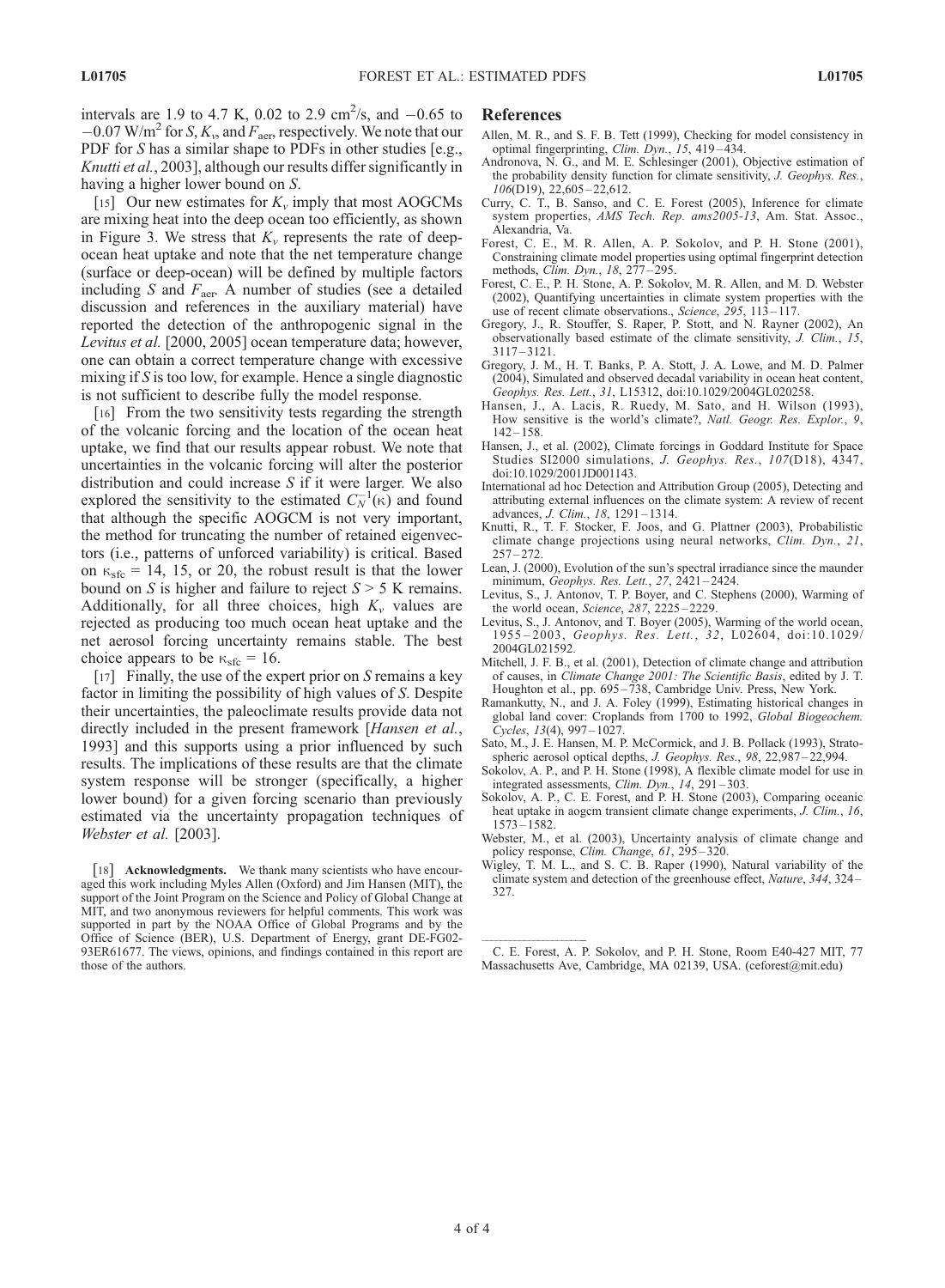intervals are 1.9 to 4.7 K, 0.02 to 2.9 $cm^2/s$, and $-0.65$ to $-0.07$ $W/m^2$ for $S$, $K_v$, and $F_{aer}$, respectively. We note that our PDF for $S$ has a similar shape to PDFs in other studies [e.g., *Knutti et al.*, 2003], although our results differ significantly in having a higher lower bound on $S$.

[15] Our new estimates for $K_v$ imply that most AOGCMs are mixing heat into the deep ocean too efficiently, as shown in Figure 3. We stress that $K_v$ represents the rate of deep-ocean heat uptake and note that the net temperature change (surface or deep-ocean) will be defined by multiple factors including $S$ and $F_{aer}$. A number of studies (see a detailed discussion and references in the auxiliary material) have reported the detection of the anthropogenic signal in the *Levitus et al.* [2000, 2005] ocean temperature data; however, one can obtain a correct temperature change with excessive mixing if $S$ is too low, for example. Hence a single diagnostic is not sufficient to describe fully the model response.

[16] From the two sensitivity tests regarding the strength of the volcanic forcing and the location of the ocean heat uptake, we find that our results appear robust. We note that uncertainties in the volcanic forcing will alter the posterior distribution and could increase $S$ if it were larger. We also explored the sensitivity to the estimated $C_N^{-1}(\kappa)$ and found that although the specific AOGCM is not very important, the method for truncating the number of retained eigenvectors (i.e., patterns of unforced variability) is critical. Based on $\kappa_{sfc}$ = 14, 15, or 20, the robust result is that the lower bound on $S$ is higher and failure to reject $S > 5$ K remains. Additionally, for all three choices, high $K_v$ values are rejected as producing too much ocean heat uptake and the net aerosol forcing uncertainty remains stable. The best choice appears to be $\kappa_{sfc}$ = 16.

[17] Finally, the use of the expert prior on $S$ remains a key factor in limiting the possibility of high values of $S$. Despite their uncertainties, the paleoclimate results provide data not directly included in the present framework [*Hansen et al.*, 1993] and this supports using a prior influenced by such results. The implications of these results are that the climate system response will be stronger (specifically, a higher lower bound) for a given forcing scenario than previously estimated via the uncertainty propagation techniques of *Webster et al.* [2003].

[18] **Acknowledgments.** We thank many scientists who have encouraged this work including Myles Allen (Oxford) and Jim Hansen (MIT), the support of the Joint Program on the Science and Policy of Global Change at MIT, and two anonymous reviewers for helpful comments. This work was supported in part by the NOAA Office of Global Programs and by the Office of Science (BER), U.S. Department of Energy, grant DE-FG02-93ER61677. The views, opinions, and findings contained in this report are those of the authors.

## References

Allen, M. R., and S. F. B. Tett (1999), Checking for model consistency in optimal fingerprinting, *Clim. Dyn.*, *15*, 419–434.

Andronova, N. G., and M. E. Schlesinger (2001), Objective estimation of the probability density function for climate sensitivity, *J. Geophys. Res.*, *106*(D19), 22,605–22,612.

Curry, C. T., B. Sanso, and C. E. Forest (2005), Inference for climate system properties, *AMS Tech. Rep. ams2005-13*, Am. Stat. Assoc., Alexandria, Va.

Forest, C. E., M. R. Allen, A. P. Sokolov, and P. H. Stone (2001), Constraining climate model properties using optimal fingerprint detection methods, *Clim. Dyn.*, *18*, 277–295.

Forest, C. E., P. H. Stone, A. P. Sokolov, M. R. Allen, and M. D. Webster (2002), Quantifying uncertainties in climate system properties with the use of recent climate observations., *Science*, *295*, 113–117.

Gregory, J., R. Stouffer, S. Raper, P. Stott, and N. Rayner (2002), An observationally based estimate of the climate sensitivity, *J. Clim.*, *15*, 3117–3121.

Gregory, J. M., H. T. Banks, P. A. Stott, J. A. Lowe, and M. D. Palmer (2004), Simulated and observed decadal variability in ocean heat content, *Geophys. Res. Lett.*, *31*, L15312, doi:10.1029/2004GL020258.

Hansen, J., A. Lacis, R. Ruedy, M. Sato, and H. Wilson (1993), How sensitive is the world's climate?, *Natl. Geogr. Res. Explor.*, *9*, 142–158.

Hansen, J., et al. (2002), Climate forcings in Goddard Institute for Space Studies SI2000 simulations, *J. Geophys. Res.*, *107*(D18), 4347, doi:10.1029/2001JD001143.

International ad hoc Detection and Attribution Group (2005), Detecting and attributing external influences on the climate system: A review of recent advances, *J. Clim.*, *18*, 1291–1314.

Knutti, R., T. F. Stocker, F. Joos, and G. Plattner (2003), Probabilistic climate change projections using neural networks, *Clim. Dyn.*, *21*, 257–272.

Lean, J. (2000), Evolution of the sun's spectral irradiance since the maunder minimum, *Geophys. Res. Lett.*, *27*, 2421–2424.

Levitus, S., J. Antonov, T. P. Boyer, and C. Stephens (2000), Warming of the world ocean, *Science*, *287*, 2225–2229.

Levitus, S., J. Antonov, and T. Boyer (2005), Warming of the world ocean, 1955–2003, *Geophys. Res. Lett.*, *32*, L02604, doi:10.1029/2004GL021592.

Mitchell, J. F. B., et al. (2001), Detection of climate change and attribution of causes, in *Climate Change 2001: The Scientific Basis*, edited by J. T. Houghton et al., pp. 695–738, Cambridge Univ. Press, New York.

Ramankutty, N., and J. A. Foley (1999), Estimating historical changes in global land cover: Croplands from 1700 to 1992, *Global Biogeochem. Cycles*, *13*(4), 997–1027.

Sato, M., J. E. Hansen, M. P. McCormick, and J. B. Pollack (1993), Stratospheric aerosol optical depths, *J. Geophys. Res.*, *98*, 22,987–22,994.

Sokolov, A. P., and P. H. Stone (1998), A flexible climate model for use in integrated assessments, *Clim. Dyn.*, *14*, 291–303.

Sokolov, A. P., C. E. Forest, and P. H. Stone (2003), Comparing oceanic heat uptake in aogcm transient climate change experiments, *J. Clim.*, *16*, 1573–1582.

Webster, M., et al. (2003), Uncertainty analysis of climate change and policy response, *Clim. Change*, *61*, 295–320.

Wigley, T. M. L., and S. C. B. Raper (1990), Natural variability of the climate system and detection of the greenhouse effect, *Nature*, *344*, 324–327.

---

C. E. Forest, A. P. Sokolov, and P. H. Stone, Room E40-427 MIT, 77 Massachusetts Ave, Cambridge, MA 02139, USA. (ceforest@mit.edu)